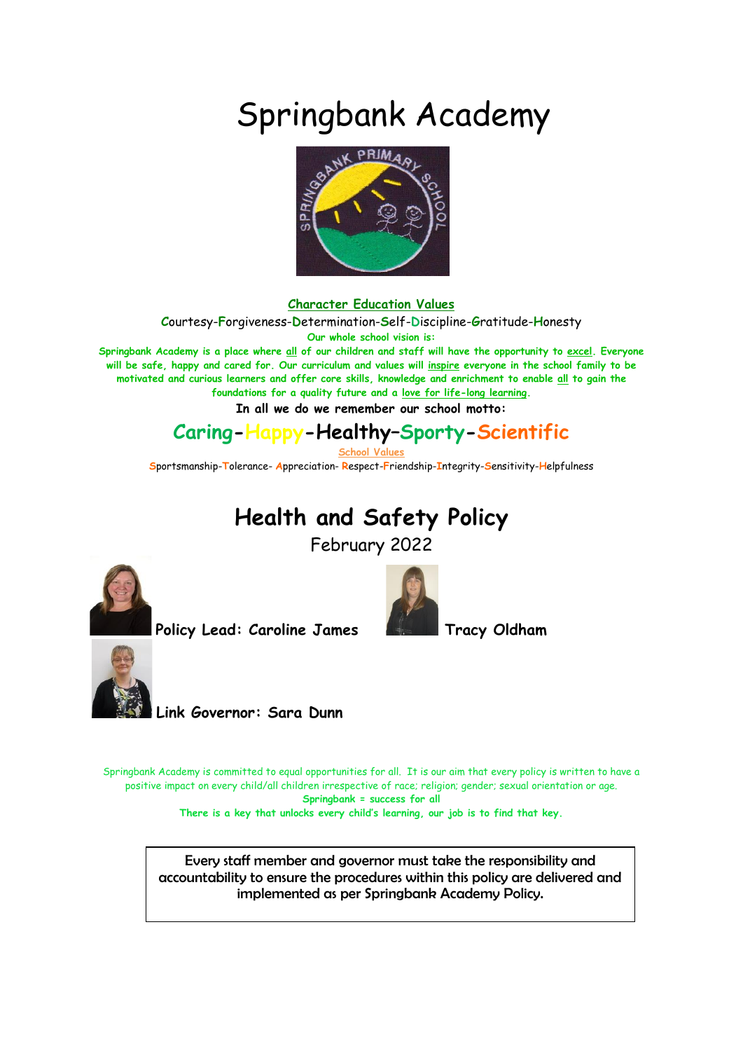# Springbank Academy

**Character Education Values**

Courtesy-Forgiveness-Determination-Self-Discipline-Gratitude-Honesty

**Our whole school vision is:**

**Springbank Academy is a place where all of our children and staff will have the opportunity to excel. Everyone will be safe, happy and cared for. Our curriculum and values will inspire everyone in the school family to be motivated and curious learners and offer core skills, knowledge and enrichment to enable all to gain the foundations for a quality future and a love for life-long learning.**

**In all we do we remember our school motto:**

## Caring-Happy-Healthy–Sporty-Scientific

School Values

Sportsmanship-Tolerance- Appreciation- Respect-Friendship-Integrity-Sensitivity-Helpfulness

# Health and Safety Policy

February 2022

**Policy Lead: Caroline James**

**Tracy Oldham**

**Link Governor: Sara Dunn**

Springbank Academy is committed to equal opportunities for all. It is our aim that every policy is written to have a positive impact on every child/all children irrespective of race; religion; gender; sexual orientation or age.

**Springbank = success for all**

**There is a key that unlocks every child's learning, our job is to find that key.**

Every staff member and governor must take the responsibility and accountability to ensure the procedures within this policy are delivered and implemented as per Springbank Academy Policy.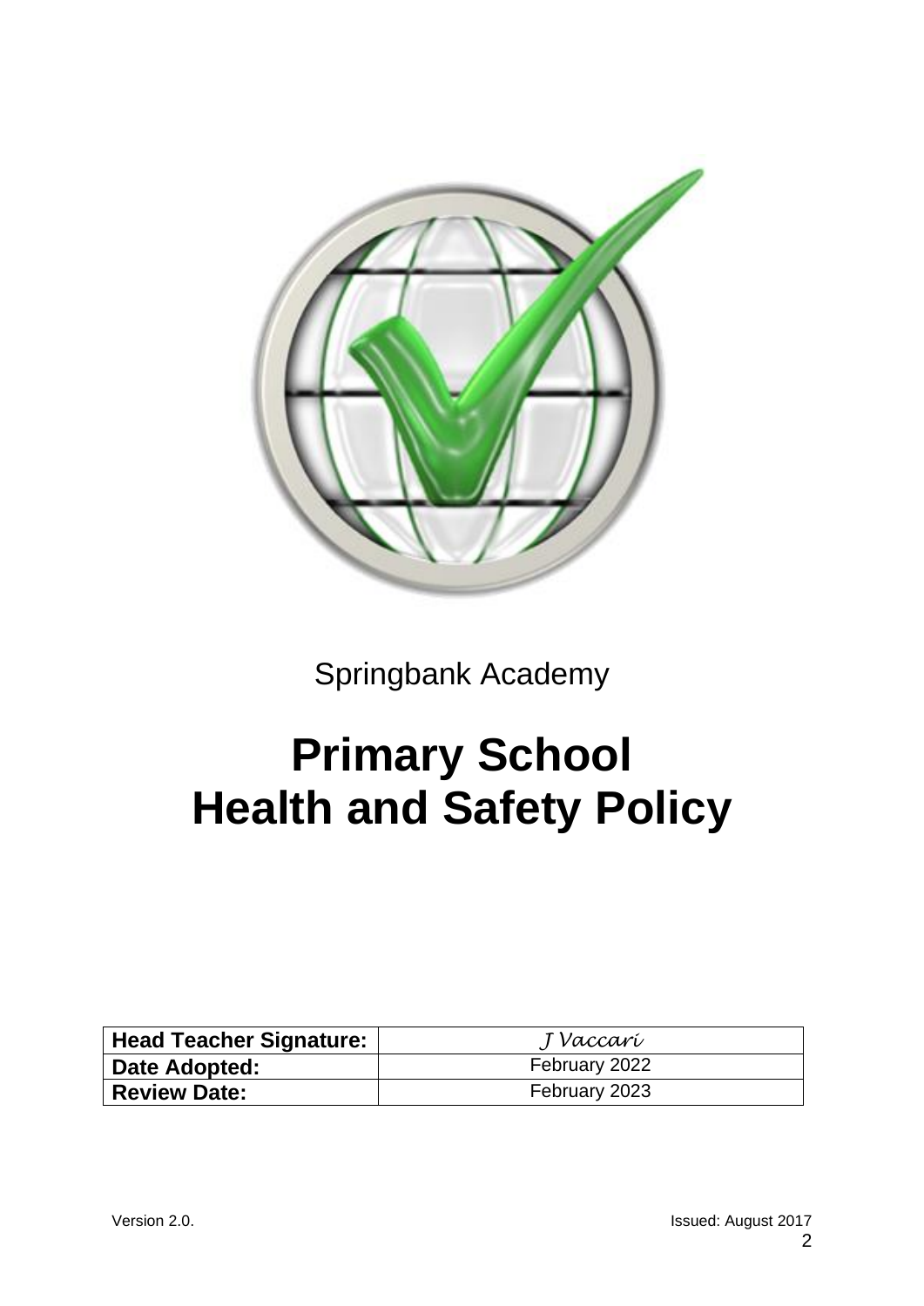Springbank Academy

# Primary School
# Health and Safety Policy

| **Head Teacher Signature:** | *J Vaccari* |
|---|---|
| **Date Adopted:** | February 2022 |
| **Review Date:** | February 2023 |

Version 2.0. Issued: August 2017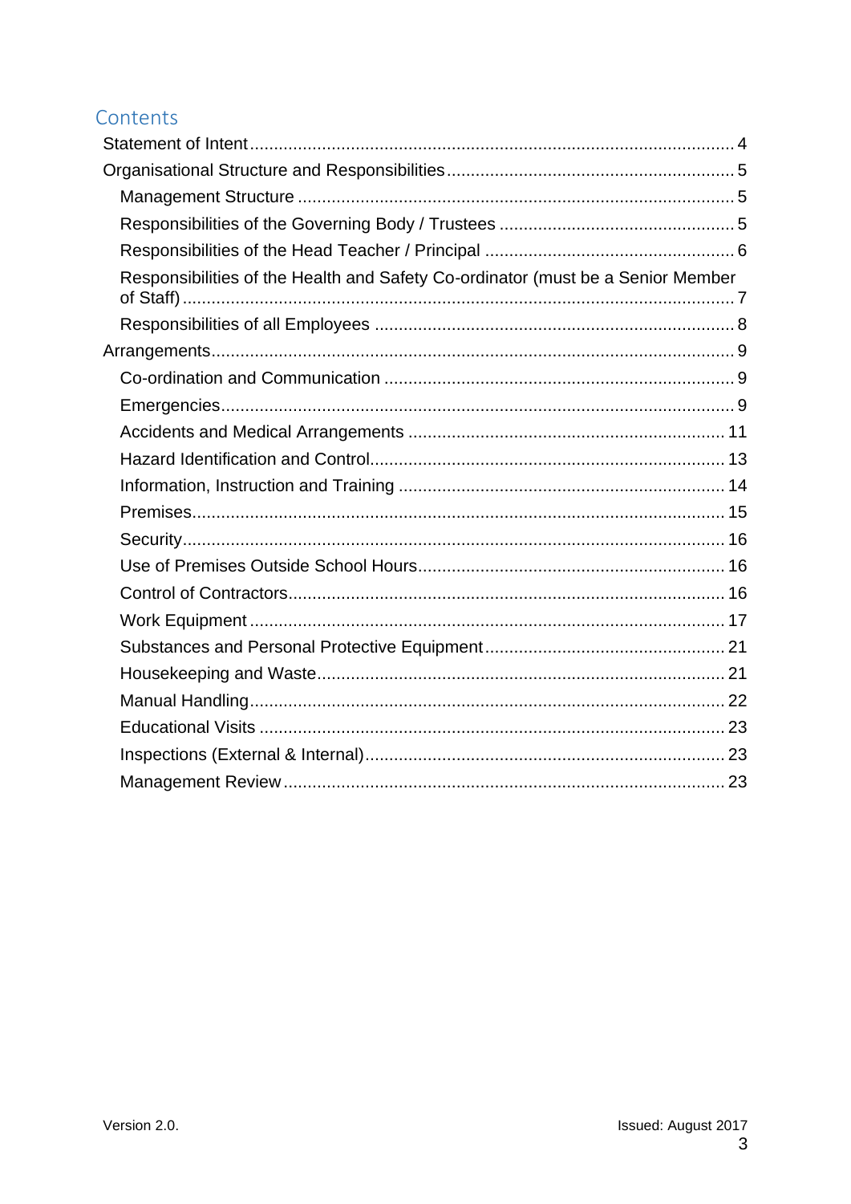## Contents

- Statement of Intent ... 4
- Organisational Structure and Responsibilities ... 5
  - Management Structure ... 5
  - Responsibilities of the Governing Body / Trustees ... 5
  - Responsibilities of the Head Teacher / Principal ... 6
  - Responsibilities of the Health and Safety Co-ordinator (must be a Senior Member of Staff) ... 7
  - Responsibilities of all Employees ... 8
- Arrangements ... 9
  - Co-ordination and Communication ... 9
  - Emergencies ... 9
  - Accidents and Medical Arrangements ... 11
  - Hazard Identification and Control ... 13
  - Information, Instruction and Training ... 14
  - Premises ... 15
  - Security ... 16
  - Use of Premises Outside School Hours ... 16
  - Control of Contractors ... 16
  - Work Equipment ... 17
  - Substances and Personal Protective Equipment ... 21
  - Housekeeping and Waste ... 21
  - Manual Handling ... 22
  - Educational Visits ... 23
  - Inspections (External & Internal) ... 23
  - Management Review ... 23

Version 2.0. Issued: August 2017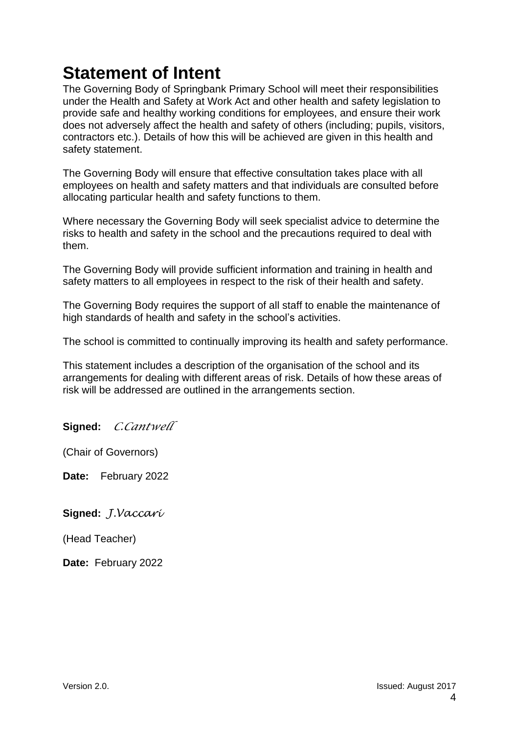# Statement of Intent

The Governing Body of Springbank Primary School will meet their responsibilities under the Health and Safety at Work Act and other health and safety legislation to provide safe and healthy working conditions for employees, and ensure their work does not adversely affect the health and safety of others (including; pupils, visitors, contractors etc.). Details of how this will be achieved are given in this health and safety statement.

The Governing Body will ensure that effective consultation takes place with all employees on health and safety matters and that individuals are consulted before allocating particular health and safety functions to them.

Where necessary the Governing Body will seek specialist advice to determine the risks to health and safety in the school and the precautions required to deal with them.

The Governing Body will provide sufficient information and training in health and safety matters to all employees in respect to the risk of their health and safety.

The Governing Body requires the support of all staff to enable the maintenance of high standards of health and safety in the school's activities.

The school is committed to continually improving its health and safety performance.

This statement includes a description of the organisation of the school and its arrangements for dealing with different areas of risk. Details of how these areas of risk will be addressed are outlined in the arrangements section.

**Signed:** *C.Cantwell*

(Chair of Governors)

**Date:** February 2022

**Signed:** *J.Vaccari*

(Head Teacher)

**Date:** February 2022

Version 2.0. Issued: August 2017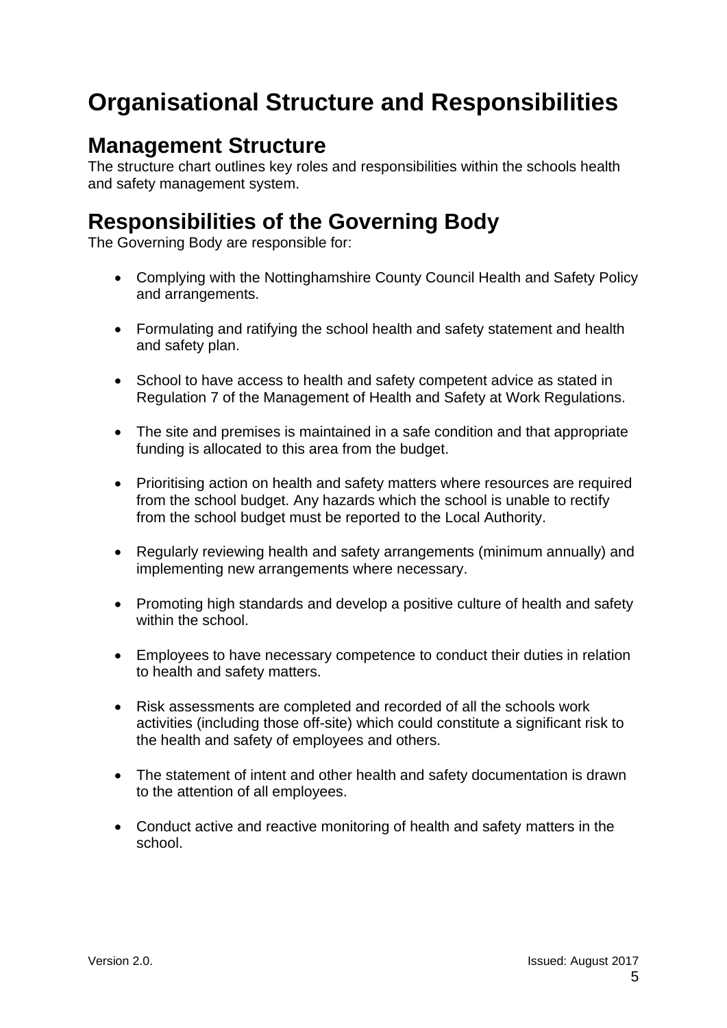# Organisational Structure and Responsibilities

## Management Structure

The structure chart outlines key roles and responsibilities within the schools health and safety management system.

## Responsibilities of the Governing Body

The Governing Body are responsible for:

- Complying with the Nottinghamshire County Council Health and Safety Policy and arrangements.
- Formulating and ratifying the school health and safety statement and health and safety plan.
- School to have access to health and safety competent advice as stated in Regulation 7 of the Management of Health and Safety at Work Regulations.
- The site and premises is maintained in a safe condition and that appropriate funding is allocated to this area from the budget.
- Prioritising action on health and safety matters where resources are required from the school budget. Any hazards which the school is unable to rectify from the school budget must be reported to the Local Authority.
- Regularly reviewing health and safety arrangements (minimum annually) and implementing new arrangements where necessary.
- Promoting high standards and develop a positive culture of health and safety within the school.
- Employees to have necessary competence to conduct their duties in relation to health and safety matters.
- Risk assessments are completed and recorded of all the schools work activities (including those off-site) which could constitute a significant risk to the health and safety of employees and others.
- The statement of intent and other health and safety documentation is drawn to the attention of all employees.
- Conduct active and reactive monitoring of health and safety matters in the school.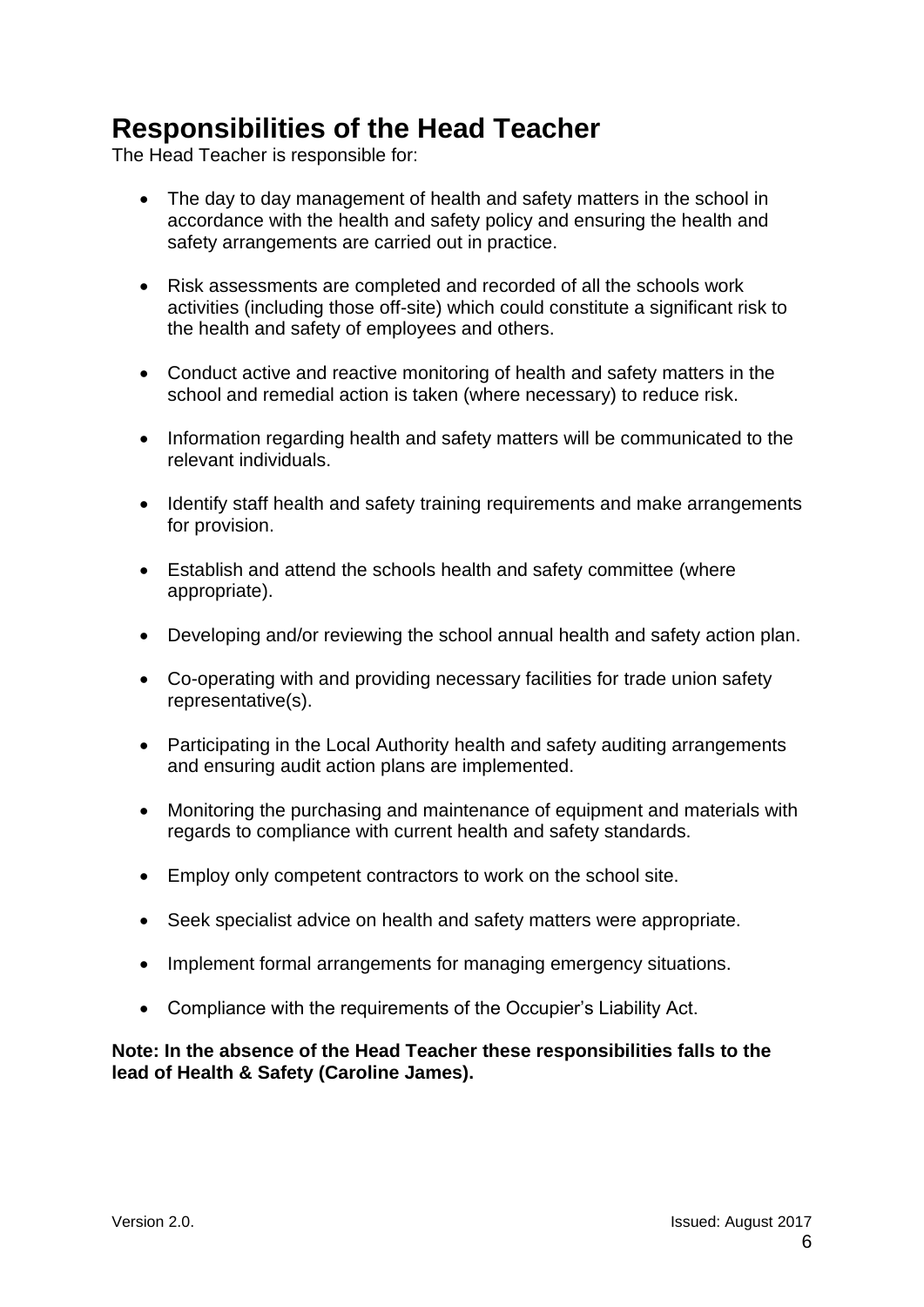# Responsibilities of the Head Teacher

The Head Teacher is responsible for:

- The day to day management of health and safety matters in the school in accordance with the health and safety policy and ensuring the health and safety arrangements are carried out in practice.
- Risk assessments are completed and recorded of all the schools work activities (including those off-site) which could constitute a significant risk to the health and safety of employees and others.
- Conduct active and reactive monitoring of health and safety matters in the school and remedial action is taken (where necessary) to reduce risk.
- Information regarding health and safety matters will be communicated to the relevant individuals.
- Identify staff health and safety training requirements and make arrangements for provision.
- Establish and attend the schools health and safety committee (where appropriate).
- Developing and/or reviewing the school annual health and safety action plan.
- Co-operating with and providing necessary facilities for trade union safety representative(s).
- Participating in the Local Authority health and safety auditing arrangements and ensuring audit action plans are implemented.
- Monitoring the purchasing and maintenance of equipment and materials with regards to compliance with current health and safety standards.
- Employ only competent contractors to work on the school site.
- Seek specialist advice on health and safety matters were appropriate.
- Implement formal arrangements for managing emergency situations.
- Compliance with the requirements of the Occupier's Liability Act.

**Note: In the absence of the Head Teacher these responsibilities falls to the lead of Health & Safety (Caroline James).**

Version 2.0. Issued: August 2017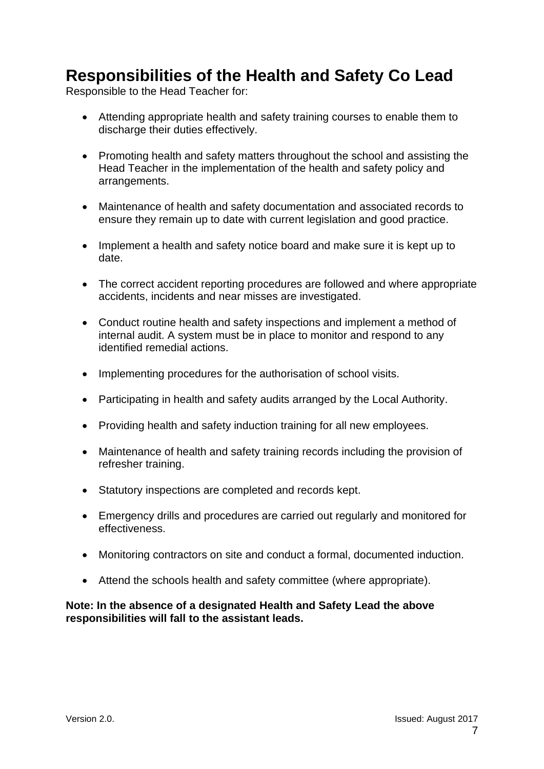## Responsibilities of the Health and Safety Co Lead

Responsible to the Head Teacher for:

- Attending appropriate health and safety training courses to enable them to discharge their duties effectively.
- Promoting health and safety matters throughout the school and assisting the Head Teacher in the implementation of the health and safety policy and arrangements.
- Maintenance of health and safety documentation and associated records to ensure they remain up to date with current legislation and good practice.
- Implement a health and safety notice board and make sure it is kept up to date.
- The correct accident reporting procedures are followed and where appropriate accidents, incidents and near misses are investigated.
- Conduct routine health and safety inspections and implement a method of internal audit. A system must be in place to monitor and respond to any identified remedial actions.
- Implementing procedures for the authorisation of school visits.
- Participating in health and safety audits arranged by the Local Authority.
- Providing health and safety induction training for all new employees.
- Maintenance of health and safety training records including the provision of refresher training.
- Statutory inspections are completed and records kept.
- Emergency drills and procedures are carried out regularly and monitored for effectiveness.
- Monitoring contractors on site and conduct a formal, documented induction.
- Attend the schools health and safety committee (where appropriate).

**Note: In the absence of a designated Health and Safety Lead the above responsibilities will fall to the assistant leads.**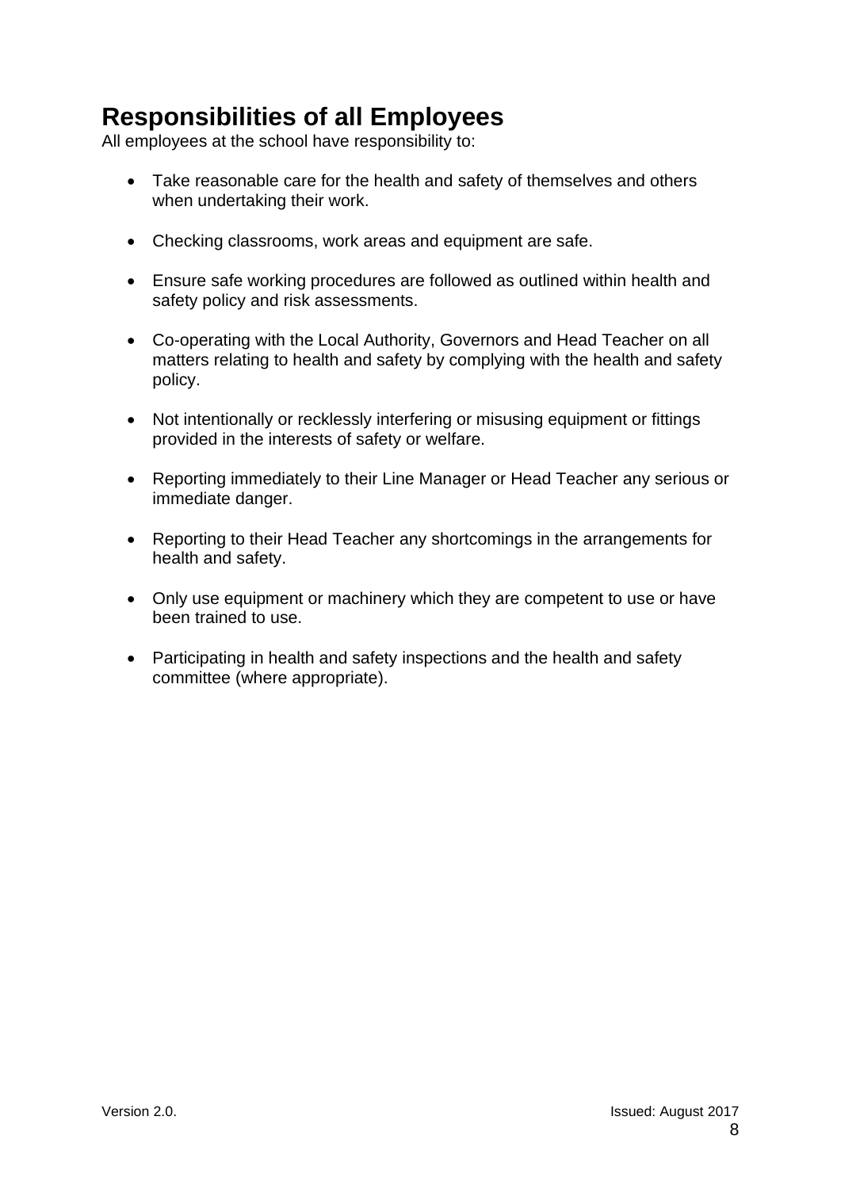## Responsibilities of all Employees

All employees at the school have responsibility to:

- Take reasonable care for the health and safety of themselves and others when undertaking their work.
- Checking classrooms, work areas and equipment are safe.
- Ensure safe working procedures are followed as outlined within health and safety policy and risk assessments.
- Co-operating with the Local Authority, Governors and Head Teacher on all matters relating to health and safety by complying with the health and safety policy.
- Not intentionally or recklessly interfering or misusing equipment or fittings provided in the interests of safety or welfare.
- Reporting immediately to their Line Manager or Head Teacher any serious or immediate danger.
- Reporting to their Head Teacher any shortcomings in the arrangements for health and safety.
- Only use equipment or machinery which they are competent to use or have been trained to use.
- Participating in health and safety inspections and the health and safety committee (where appropriate).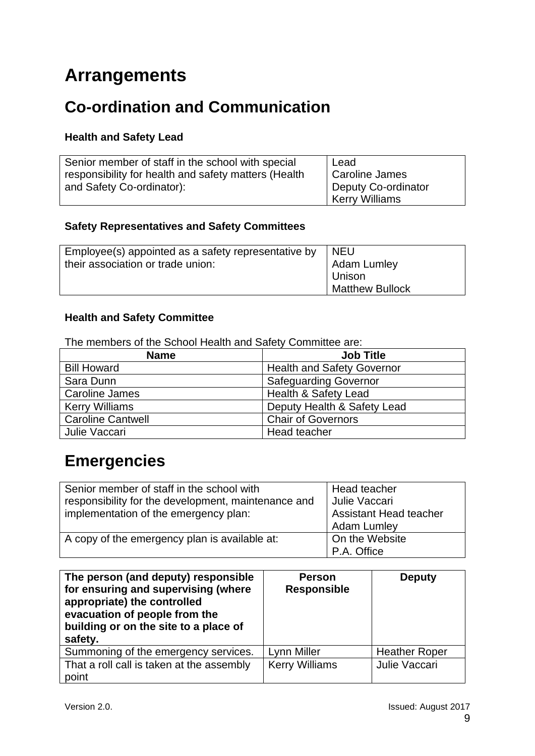# Arrangements

## Co-ordination and Communication

### Health and Safety Lead

| Senior member of staff in the school with special responsibility for health and safety matters (Health and Safety Co-ordinator): | Lead<br>Caroline James<br>Deputy Co-ordinator<br>Kerry Williams |
|---|---|

### Safety Representatives and Safety Committees

| Employee(s) appointed as a safety representative by their association or trade union: | NEU<br>Adam Lumley<br>Unison<br>Matthew Bullock |
|---|---|

### Health and Safety Committee

The members of the School Health and Safety Committee are:

| Name | Job Title |
|---|---|
| Bill Howard | Health and Safety Governor |
| Sara Dunn | Safeguarding Governor |
| Caroline James | Health & Safety Lead |
| Kerry Williams | Deputy Health & Safety Lead |
| Caroline Cantwell | Chair of Governors |
| Julie Vaccari | Head teacher |

## Emergencies

| Senior member of staff in the school with responsibility for the development, maintenance and implementation of the emergency plan: | Head teacher<br>Julie Vaccari<br>Assistant Head teacher<br>Adam Lumley |
|---|---|
| A copy of the emergency plan is available at: | On the Website<br>P.A. Office |

| **The person (and deputy) responsible for ensuring and supervising (where appropriate) the controlled evacuation of people from the building or on the site to a place of safety.** | **Person Responsible** | **Deputy** |
|---|---|---|
| Summoning of the emergency services. | Lynn Miller | Heather Roper |
| That a roll call is taken at the assembly point | Kerry Williams | Julie Vaccari |

Version 2.0. Issued: August 2017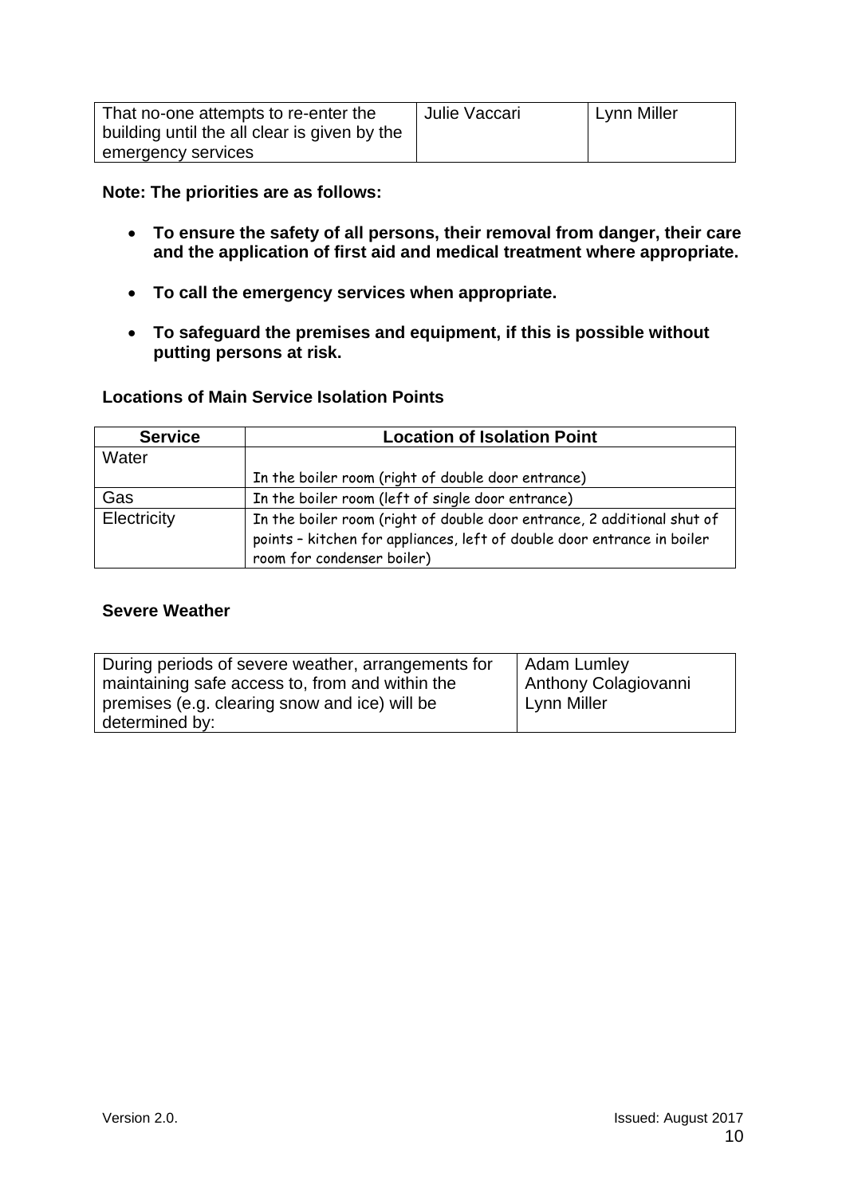| That no-one attempts to re-enter the building until the all clear is given by the emergency services | Julie Vaccari | Lynn Miller |
|---|---|---|

**Note: The priorities are as follows:**

- **To ensure the safety of all persons, their removal from danger, their care and the application of first aid and medical treatment where appropriate.**
- **To call the emergency services when appropriate.**
- **To safeguard the premises and equipment, if this is possible without putting persons at risk.**

**Locations of Main Service Isolation Points**

| Service | Location of Isolation Point |
|---|---|
| Water | In the boiler room (right of double door entrance) |
| Gas | In the boiler room (left of single door entrance) |
| Electricity | In the boiler room (right of double door entrance, 2 additional shut of points – kitchen for appliances, left of double door entrance in boiler room for condenser boiler) |

**Severe Weather**

| During periods of severe weather, arrangements for maintaining safe access to, from and within the premises (e.g. clearing snow and ice) will be determined by: | Adam Lumley<br>Anthony Colagiovanni<br>Lynn Miller |
|---|---|

Version 2.0. Issued: August 2017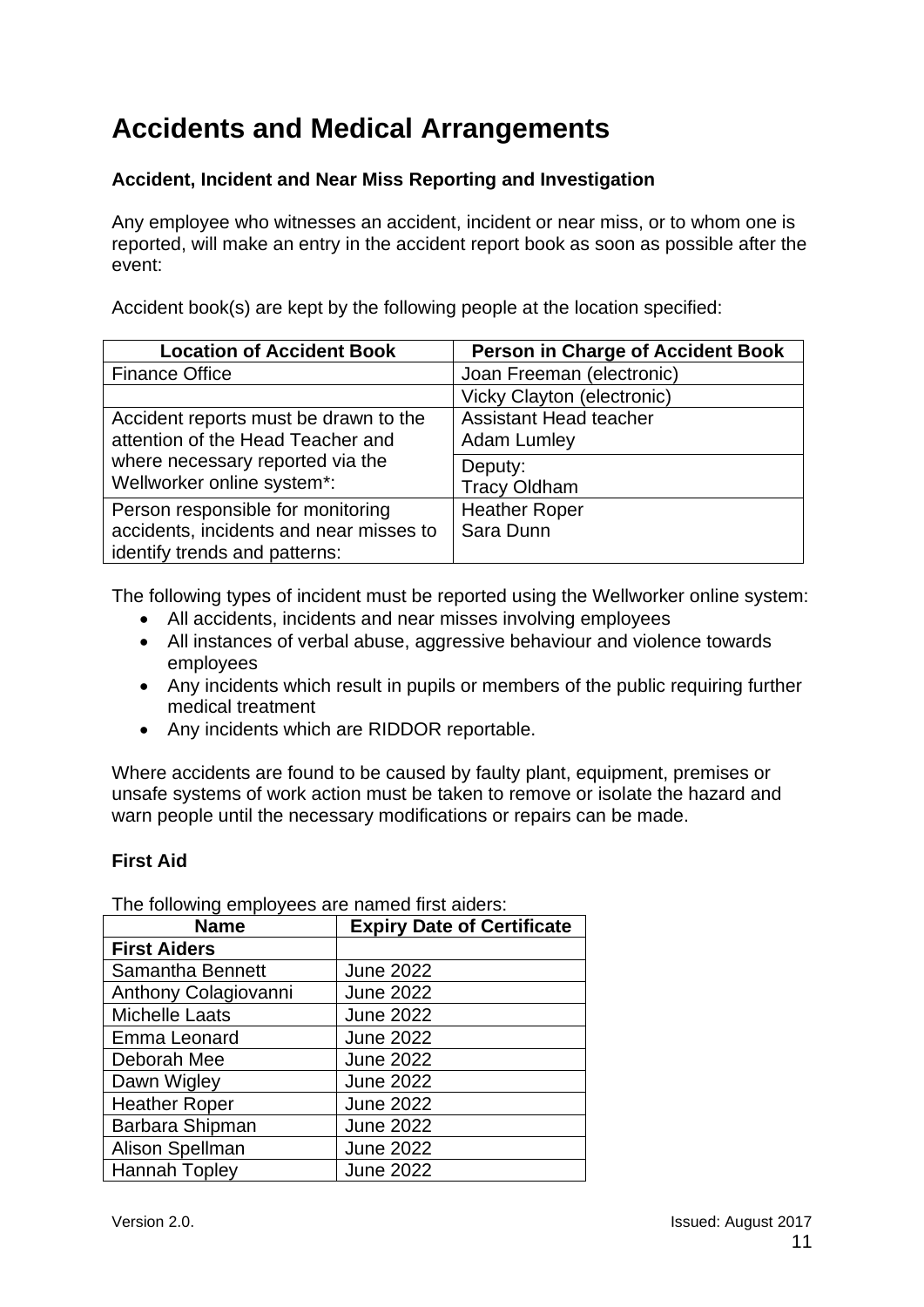# Accidents and Medical Arrangements

### Accident, Incident and Near Miss Reporting and Investigation

Any employee who witnesses an accident, incident or near miss, or to whom one is reported, will make an entry in the accident report book as soon as possible after the event:

Accident book(s) are kept by the following people at the location specified:

| Location of Accident Book | Person in Charge of Accident Book |
|---|---|
| Finance Office | Joan Freeman (electronic) |
| | Vicky Clayton (electronic) |
| Accident reports must be drawn to the attention of the Head Teacher and where necessary reported via the Wellworker online system*: | Assistant Head teacher<br>Adam Lumley |
| | Deputy:<br>Tracy Oldham |
| Person responsible for monitoring accidents, incidents and near misses to identify trends and patterns: | Heather Roper<br>Sara Dunn |

The following types of incident must be reported using the Wellworker online system:

- All accidents, incidents and near misses involving employees
- All instances of verbal abuse, aggressive behaviour and violence towards employees
- Any incidents which result in pupils or members of the public requiring further medical treatment
- Any incidents which are RIDDOR reportable.

Where accidents are found to be caused by faulty plant, equipment, premises or unsafe systems of work action must be taken to remove or isolate the hazard and warn people until the necessary modifications or repairs can be made.

### First Aid

The following employees are named first aiders:

| Name | Expiry Date of Certificate |
|---|---|
| **First Aiders** | |
| Samantha Bennett | June 2022 |
| Anthony Colagiovanni | June 2022 |
| Michelle Laats | June 2022 |
| Emma Leonard | June 2022 |
| Deborah Mee | June 2022 |
| Dawn Wigley | June 2022 |
| Heather Roper | June 2022 |
| Barbara Shipman | June 2022 |
| Alison Spellman | June 2022 |
| Hannah Topley | June 2022 |

Version 2.0. Issued: August 2017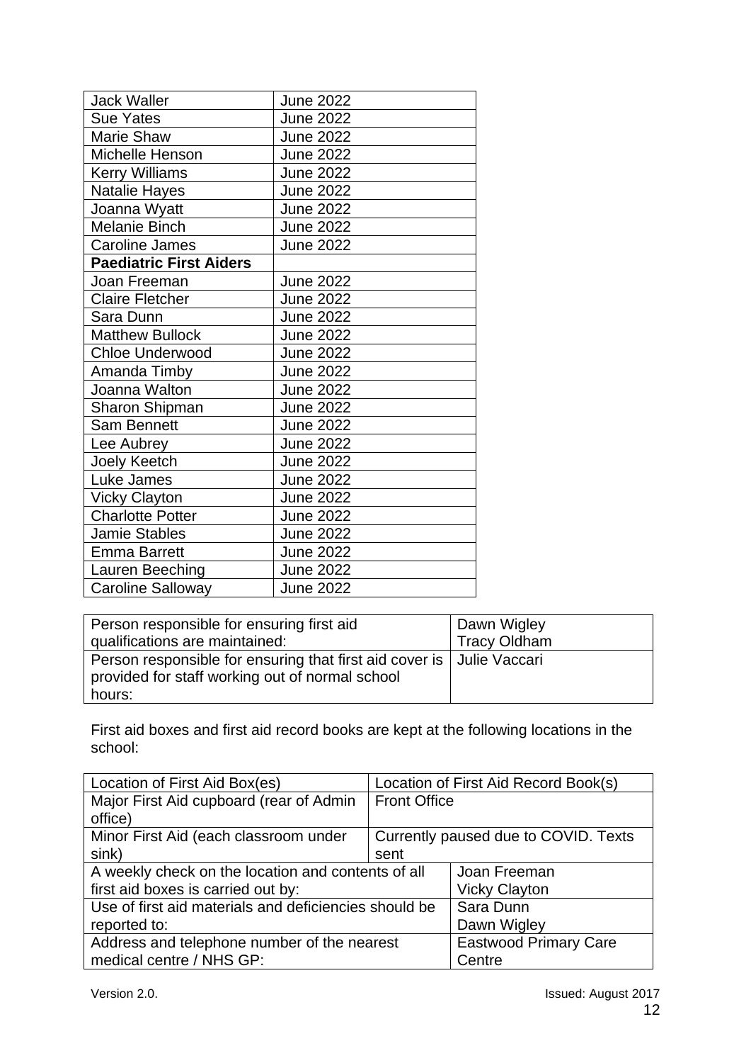| | |
|---|---|
| Jack Waller | June 2022 |
| Sue Yates | June 2022 |
| Marie Shaw | June 2022 |
| Michelle Henson | June 2022 |
| Kerry Williams | June 2022 |
| Natalie Hayes | June 2022 |
| Joanna Wyatt | June 2022 |
| Melanie Binch | June 2022 |
| Caroline James | June 2022 |
| **Paediatric First Aiders** | |
| Joan Freeman | June 2022 |
| Claire Fletcher | June 2022 |
| Sara Dunn | June 2022 |
| Matthew Bullock | June 2022 |
| Chloe Underwood | June 2022 |
| Amanda Timby | June 2022 |
| Joanna Walton | June 2022 |
| Sharon Shipman | June 2022 |
| Sam Bennett | June 2022 |
| Lee Aubrey | June 2022 |
| Joely Keetch | June 2022 |
| Luke James | June 2022 |
| Vicky Clayton | June 2022 |
| Charlotte Potter | June 2022 |
| Jamie Stables | June 2022 |
| Emma Barrett | June 2022 |
| Lauren Beeching | June 2022 |
| Caroline Salloway | June 2022 |

| | |
|---|---|
| Person responsible for ensuring first aid qualifications are maintained: | Dawn Wigley<br>Tracy Oldham |
| Person responsible for ensuring that first aid cover is provided for staff working out of normal school hours: | Julie Vaccari |

First aid boxes and first aid record books are kept at the following locations in the school:

| Location of First Aid Box(es) | Location of First Aid Record Book(s) |
|---|---|
| Major First Aid cupboard (rear of Admin office) | Front Office |
| Minor First Aid (each classroom under sink) | Currently paused due to COVID. Texts sent |

| | |
|---|---|
| A weekly check on the location and contents of all first aid boxes is carried out by: | Joan Freeman<br>Vicky Clayton |
| Use of first aid materials and deficiencies should be reported to: | Sara Dunn<br>Dawn Wigley |
| Address and telephone number of the nearest medical centre / NHS GP: | Eastwood Primary Care Centre |

Version 2.0. Issued: August 2017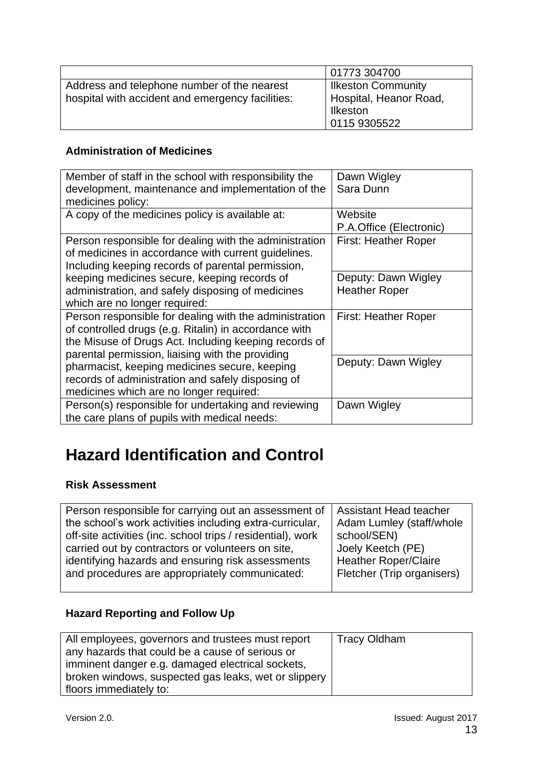| | 01773 304700 |
|---|---|
| Address and telephone number of the nearest hospital with accident and emergency facilities: | Ilkeston Community Hospital, Heanor Road, Ilkeston<br>0115 9305522 |

### Administration of Medicines

| | |
|---|---|
| Member of staff in the school with responsibility the development, maintenance and implementation of the medicines policy: | Dawn Wigley<br>Sara Dunn |
| A copy of the medicines policy is available at: | Website<br>P.A.Office (Electronic) |
| Person responsible for dealing with the administration of medicines in accordance with current guidelines. Including keeping records of parental permission, keeping medicines secure, keeping records of administration, and safely disposing of medicines which are no longer required: | First: Heather Roper<br><br>Deputy: Dawn Wigley<br>Heather Roper |
| Person responsible for dealing with the administration of controlled drugs (e.g. Ritalin) in accordance with the Misuse of Drugs Act. Including keeping records of parental permission, liaising with the providing pharmacist, keeping medicines secure, keeping records of administration and safely disposing of medicines which are no longer required: | First: Heather Roper<br><br>Deputy: Dawn Wigley |
| Person(s) responsible for undertaking and reviewing the care plans of pupils with medical needs: | Dawn Wigley |

# Hazard Identification and Control

### Risk Assessment

| | |
|---|---|
| Person responsible for carrying out an assessment of the school's work activities including extra-curricular, off-site activities (inc. school trips / residential), work carried out by contractors or volunteers on site, identifying hazards and ensuring risk assessments and procedures are appropriately communicated: | Assistant Head teacher Adam Lumley (staff/whole school/SEN)<br>Joely Keetch (PE)<br>Heather Roper/Claire Fletcher (Trip organisers) |

### Hazard Reporting and Follow Up

| | |
|---|---|
| All employees, governors and trustees must report any hazards that could be a cause of serious or imminent danger e.g. damaged electrical sockets, broken windows, suspected gas leaks, wet or slippery floors immediately to: | Tracy Oldham |

Version 2.0. Issued: August 2017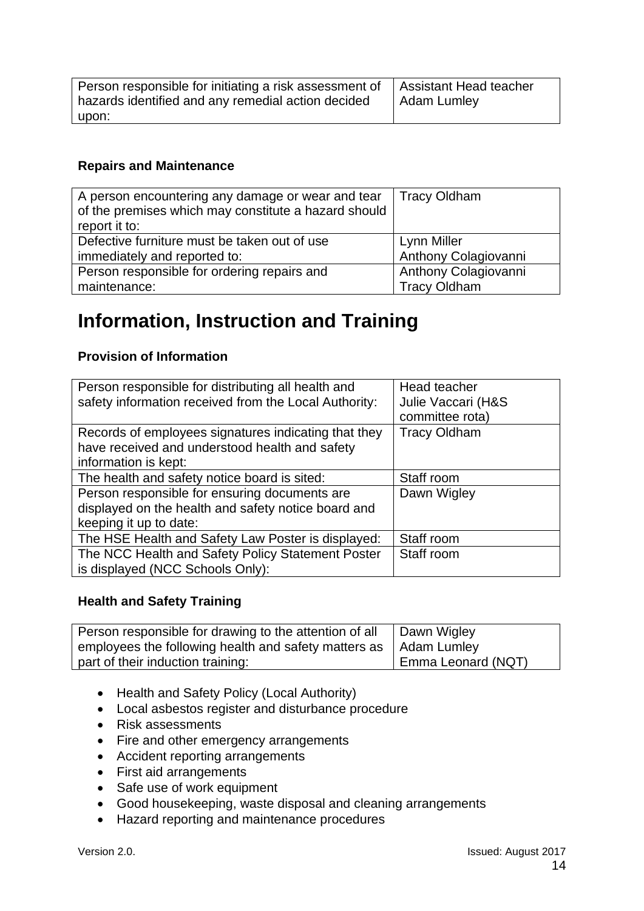| Person responsible for initiating a risk assessment of hazards identified and any remedial action decided upon: | Assistant Head teacher Adam Lumley |
|---|---|

**Repairs and Maintenance**

| A person encountering any damage or wear and tear of the premises which may constitute a hazard should report it to: | Tracy Oldham |
|---|---|
| Defective furniture must be taken out of use immediately and reported to: | Lynn Miller<br>Anthony Colagiovanni |
| Person responsible for ordering repairs and maintenance: | Anthony Colagiovanni<br>Tracy Oldham |

# Information, Instruction and Training

**Provision of Information**

| Person responsible for distributing all health and safety information received from the Local Authority: | Head teacher<br>Julie Vaccari (H&S committee rota) |
|---|---|
| Records of employees signatures indicating that they have received and understood health and safety information is kept: | Tracy Oldham |
| The health and safety notice board is sited: | Staff room |
| Person responsible for ensuring documents are displayed on the health and safety notice board and keeping it up to date: | Dawn Wigley |
| The HSE Health and Safety Law Poster is displayed: | Staff room |
| The NCC Health and Safety Policy Statement Poster is displayed (NCC Schools Only): | Staff room |

**Health and Safety Training**

| Person responsible for drawing to the attention of all employees the following health and safety matters as part of their induction training: | Dawn Wigley<br>Adam Lumley<br>Emma Leonard (NQT) |
|---|---|

- Health and Safety Policy (Local Authority)
- Local asbestos register and disturbance procedure
- Risk assessments
- Fire and other emergency arrangements
- Accident reporting arrangements
- First aid arrangements
- Safe use of work equipment
- Good housekeeping, waste disposal and cleaning arrangements
- Hazard reporting and maintenance procedures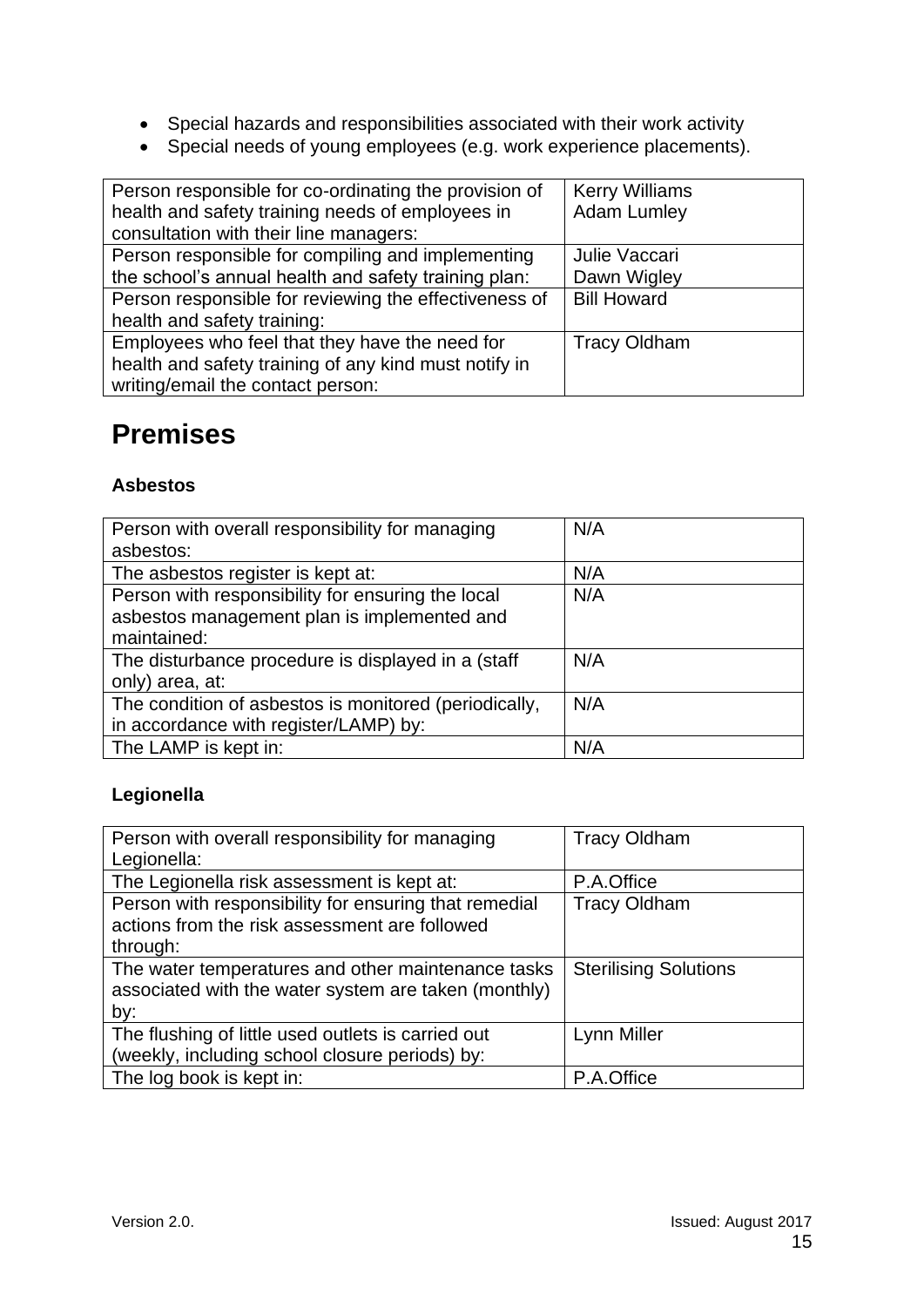- Special hazards and responsibilities associated with their work activity
- Special needs of young employees (e.g. work experience placements).

| | |
|---|---|
| Person responsible for co-ordinating the provision of health and safety training needs of employees in consultation with their line managers: | Kerry Williams<br>Adam Lumley |
| Person responsible for compiling and implementing the school's annual health and safety training plan: | Julie Vaccari<br>Dawn Wigley |
| Person responsible for reviewing the effectiveness of health and safety training: | Bill Howard |
| Employees who feel that they have the need for health and safety training of any kind must notify in writing/email the contact person: | Tracy Oldham |

# Premises

### Asbestos

| | |
|---|---|
| Person with overall responsibility for managing asbestos: | N/A |
| The asbestos register is kept at: | N/A |
| Person with responsibility for ensuring the local asbestos management plan is implemented and maintained: | N/A |
| The disturbance procedure is displayed in a (staff only) area, at: | N/A |
| The condition of asbestos is monitored (periodically, in accordance with register/LAMP) by: | N/A |
| The LAMP is kept in: | N/A |

### Legionella

| | |
|---|---|
| Person with overall responsibility for managing Legionella: | Tracy Oldham |
| The Legionella risk assessment is kept at: | P.A.Office |
| Person with responsibility for ensuring that remedial actions from the risk assessment are followed through: | Tracy Oldham |
| The water temperatures and other maintenance tasks associated with the water system are taken (monthly) by: | Sterilising Solutions |
| The flushing of little used outlets is carried out (weekly, including school closure periods) by: | Lynn Miller |
| The log book is kept in: | P.A.Office |

Version 2.0. Issued: August 2017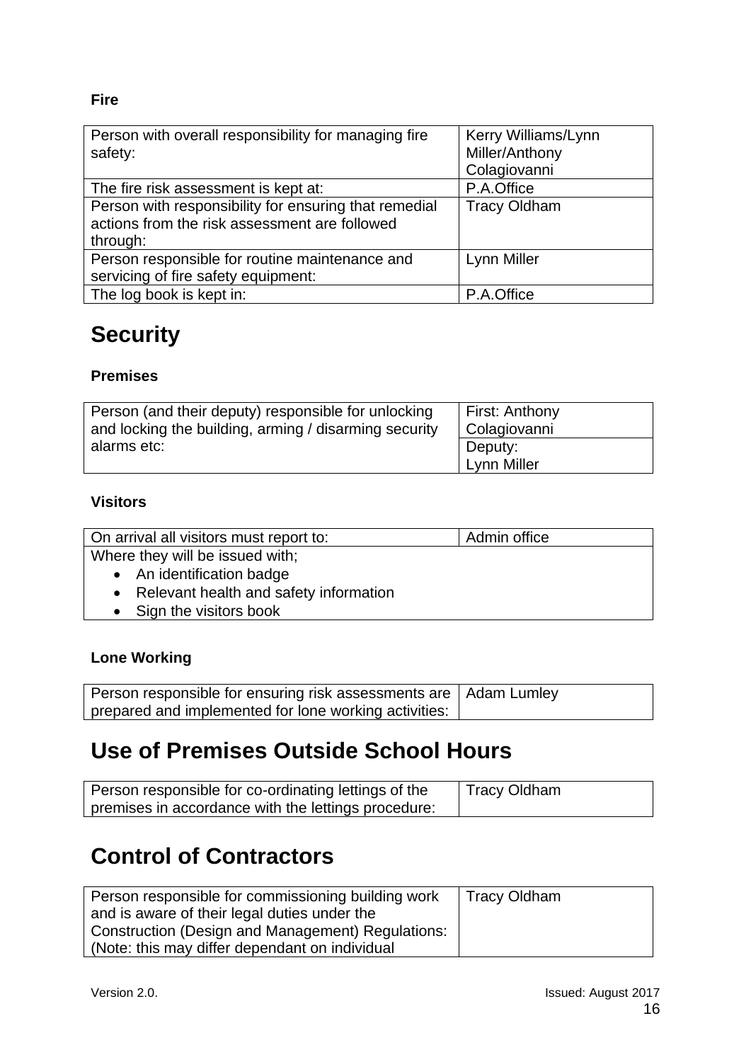**Fire**

| Person with overall responsibility for managing fire safety: | Kerry Williams/Lynn Miller/Anthony Colagiovanni |
|---|---|
| The fire risk assessment is kept at: | P.A.Office |
| Person with responsibility for ensuring that remedial actions from the risk assessment are followed through: | Tracy Oldham |
| Person responsible for routine maintenance and servicing of fire safety equipment: | Lynn Miller |
| The log book is kept in: | P.A.Office |

# Security

**Premises**

| Person (and their deputy) responsible for unlocking and locking the building, arming / disarming security alarms etc: | First: Anthony Colagiovanni |
|---|---|
| | Deputy: Lynn Miller |

**Visitors**

| On arrival all visitors must report to: | Admin office |
|---|---|

Where they will be issued with;

- An identification badge
- Relevant health and safety information
- Sign the visitors book

**Lone Working**

| Person responsible for ensuring risk assessments are prepared and implemented for lone working activities: | Adam Lumley |
|---|---|

# Use of Premises Outside School Hours

| Person responsible for co-ordinating lettings of the premises in accordance with the lettings procedure: | Tracy Oldham |
|---|---|

# Control of Contractors

| Person responsible for commissioning building work and is aware of their legal duties under the Construction (Design and Management) Regulations: (Note: this may differ dependant on individual | Tracy Oldham |
|---|---|

Version 2.0. Issued: August 2017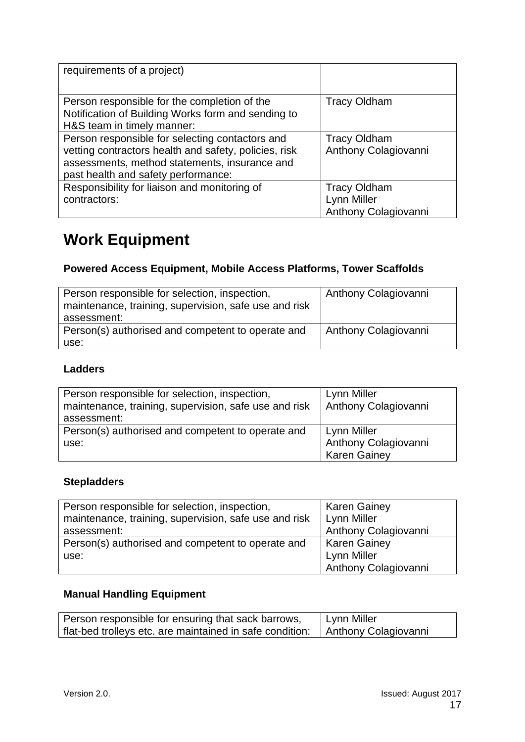| | |
|---|---|
| requirements of a project) | |
| Person responsible for the completion of the Notification of Building Works form and sending to H&S team in timely manner: | Tracy Oldham |
| Person responsible for selecting contactors and vetting contractors health and safety, policies, risk assessments, method statements, insurance and past health and safety performance: | Tracy Oldham<br>Anthony Colagiovanni |
| Responsibility for liaison and monitoring of contractors: | Tracy Oldham<br>Lynn Miller<br>Anthony Colagiovanni |

# Work Equipment

### Powered Access Equipment, Mobile Access Platforms, Tower Scaffolds

| | |
|---|---|
| Person responsible for selection, inspection, maintenance, training, supervision, safe use and risk assessment: | Anthony Colagiovanni |
| Person(s) authorised and competent to operate and use: | Anthony Colagiovanni |

### Ladders

| | |
|---|---|
| Person responsible for selection, inspection, maintenance, training, supervision, safe use and risk assessment: | Lynn Miller<br>Anthony Colagiovanni |
| Person(s) authorised and competent to operate and use: | Lynn Miller<br>Anthony Colagiovanni<br>Karen Gainey |

### Stepladders

| | |
|---|---|
| Person responsible for selection, inspection, maintenance, training, supervision, safe use and risk assessment: | Karen Gainey<br>Lynn Miller<br>Anthony Colagiovanni |
| Person(s) authorised and competent to operate and use: | Karen Gainey<br>Lynn Miller<br>Anthony Colagiovanni |

### Manual Handling Equipment

| | |
|---|---|
| Person responsible for ensuring that sack barrows, flat-bed trolleys etc. are maintained in safe condition: | Lynn Miller<br>Anthony Colagiovanni |

Version 2.0. Issued: August 2017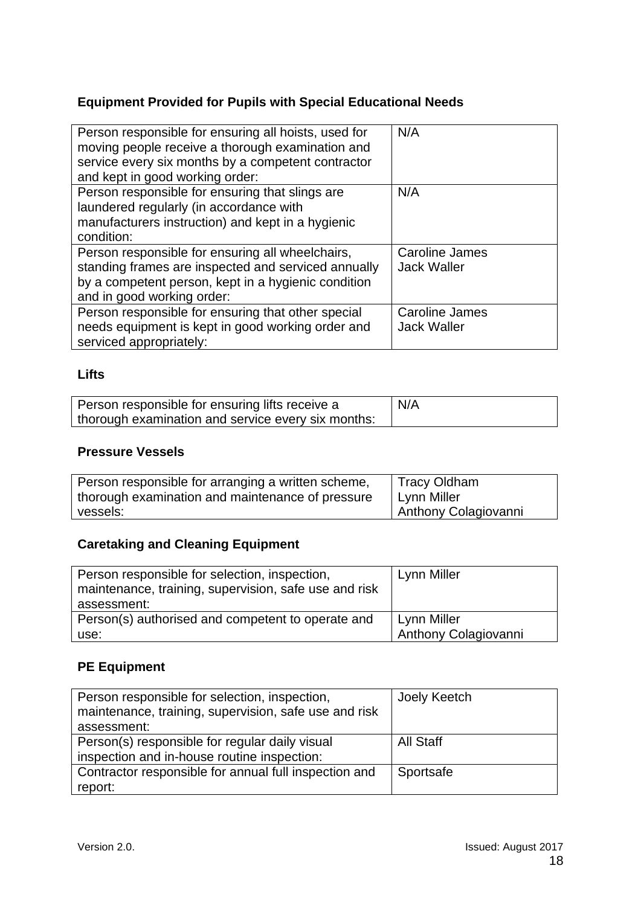### Equipment Provided for Pupils with Special Educational Needs

| | |
|---|---|
| Person responsible for ensuring all hoists, used for moving people receive a thorough examination and service every six months by a competent contractor and kept in good working order: | N/A |
| Person responsible for ensuring that slings are laundered regularly (in accordance with manufacturers instruction) and kept in a hygienic condition: | N/A |
| Person responsible for ensuring all wheelchairs, standing frames are inspected and serviced annually by a competent person, kept in a hygienic condition and in good working order: | Caroline James<br>Jack Waller |
| Person responsible for ensuring that other special needs equipment is kept in good working order and serviced appropriately: | Caroline James<br>Jack Waller |

### Lifts

| | |
|---|---|
| Person responsible for ensuring lifts receive a thorough examination and service every six months: | N/A |

### Pressure Vessels

| | |
|---|---|
| Person responsible for arranging a written scheme, thorough examination and maintenance of pressure vessels: | Tracy Oldham<br>Lynn Miller<br>Anthony Colagiovanni |

### Caretaking and Cleaning Equipment

| | |
|---|---|
| Person responsible for selection, inspection, maintenance, training, supervision, safe use and risk assessment: | Lynn Miller |
| Person(s) authorised and competent to operate and use: | Lynn Miller<br>Anthony Colagiovanni |

### PE Equipment

| | |
|---|---|
| Person responsible for selection, inspection, maintenance, training, supervision, safe use and risk assessment: | Joely Keetch |
| Person(s) responsible for regular daily visual inspection and in-house routine inspection: | All Staff |
| Contractor responsible for annual full inspection and report: | Sportsafe |

Version 2.0. Issued: August 2017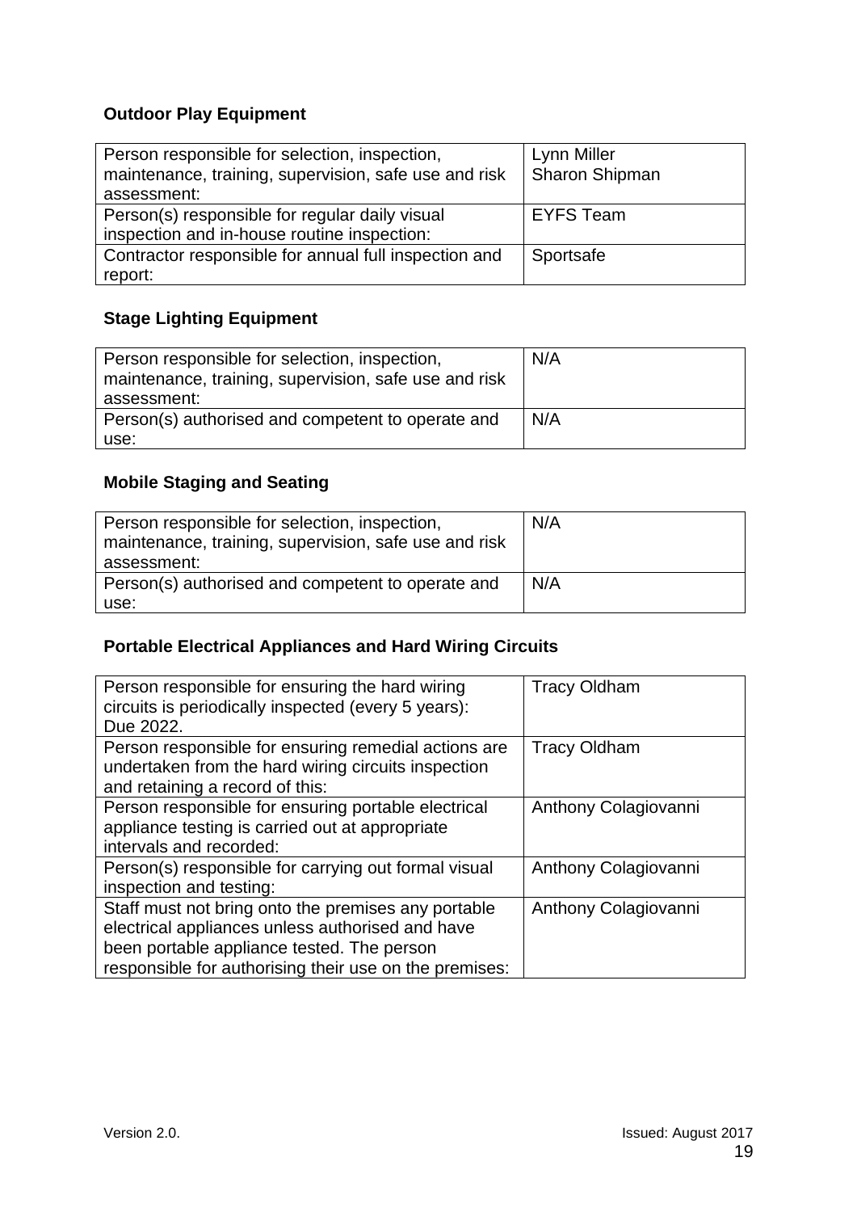**Outdoor Play Equipment**

| Person responsible for selection, inspection, maintenance, training, supervision, safe use and risk assessment: | Lynn Miller<br>Sharon Shipman |
|---|---|
| Person(s) responsible for regular daily visual inspection and in-house routine inspection: | EYFS Team |
| Contractor responsible for annual full inspection and report: | Sportsafe |

**Stage Lighting Equipment**

| Person responsible for selection, inspection, maintenance, training, supervision, safe use and risk assessment: | N/A |
|---|---|
| Person(s) authorised and competent to operate and use: | N/A |

**Mobile Staging and Seating**

| Person responsible for selection, inspection, maintenance, training, supervision, safe use and risk assessment: | N/A |
|---|---|
| Person(s) authorised and competent to operate and use: | N/A |

**Portable Electrical Appliances and Hard Wiring Circuits**

| Person responsible for ensuring the hard wiring circuits is periodically inspected (every 5 years): Due 2022. | Tracy Oldham |
|---|---|
| Person responsible for ensuring remedial actions are undertaken from the hard wiring circuits inspection and retaining a record of this: | Tracy Oldham |
| Person responsible for ensuring portable electrical appliance testing is carried out at appropriate intervals and recorded: | Anthony Colagiovanni |
| Person(s) responsible for carrying out formal visual inspection and testing: | Anthony Colagiovanni |
| Staff must not bring onto the premises any portable electrical appliances unless authorised and have been portable appliance tested. The person responsible for authorising their use on the premises: | Anthony Colagiovanni |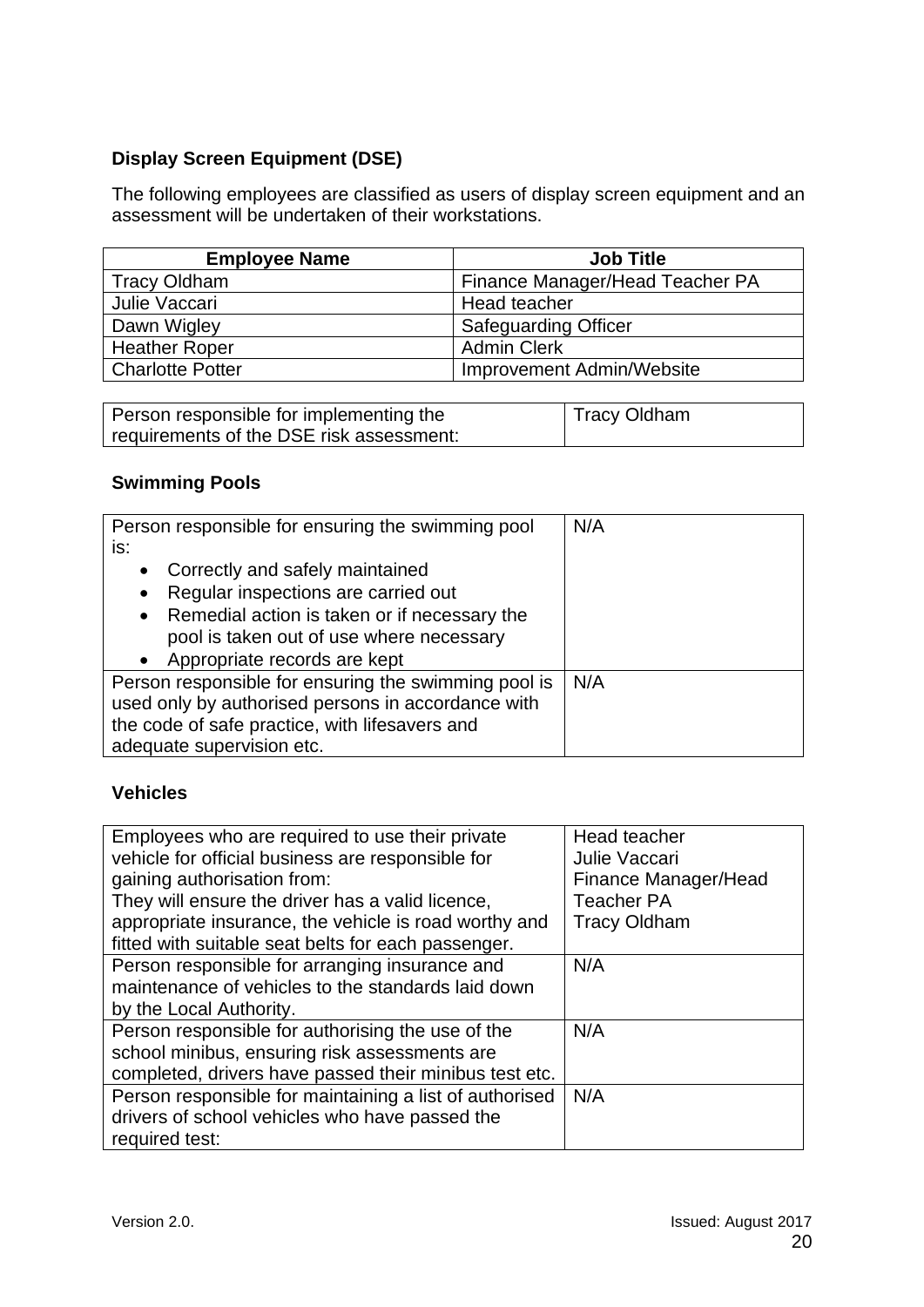### Display Screen Equipment (DSE)

The following employees are classified as users of display screen equipment and an assessment will be undertaken of their workstations.

| Employee Name | Job Title |
|---|---|
| Tracy Oldham | Finance Manager/Head Teacher PA |
| Julie Vaccari | Head teacher |
| Dawn Wigley | Safeguarding Officer |
| Heather Roper | Admin Clerk |
| Charlotte Potter | Improvement Admin/Website |

| Person responsible for implementing the requirements of the DSE risk assessment: | Tracy Oldham |
|---|---|

### Swimming Pools

| Person responsible for ensuring the swimming pool is:<br>• Correctly and safely maintained<br>• Regular inspections are carried out<br>• Remedial action is taken or if necessary the pool is taken out of use where necessary<br>• Appropriate records are kept | N/A |
|---|---|
| Person responsible for ensuring the swimming pool is used only by authorised persons in accordance with the code of safe practice, with lifesavers and adequate supervision etc. | N/A |

### Vehicles

| Employees who are required to use their private vehicle for official business are responsible for gaining authorisation from:<br>They will ensure the driver has a valid licence, appropriate insurance, the vehicle is road worthy and fitted with suitable seat belts for each passenger. | Head teacher<br>Julie Vaccari<br>Finance Manager/Head Teacher PA<br>Tracy Oldham |
|---|---|
| Person responsible for arranging insurance and maintenance of vehicles to the standards laid down by the Local Authority. | N/A |
| Person responsible for authorising the use of the school minibus, ensuring risk assessments are completed, drivers have passed their minibus test etc. | N/A |
| Person responsible for maintaining a list of authorised drivers of school vehicles who have passed the required test: | N/A |

Version 2.0. Issued: August 2017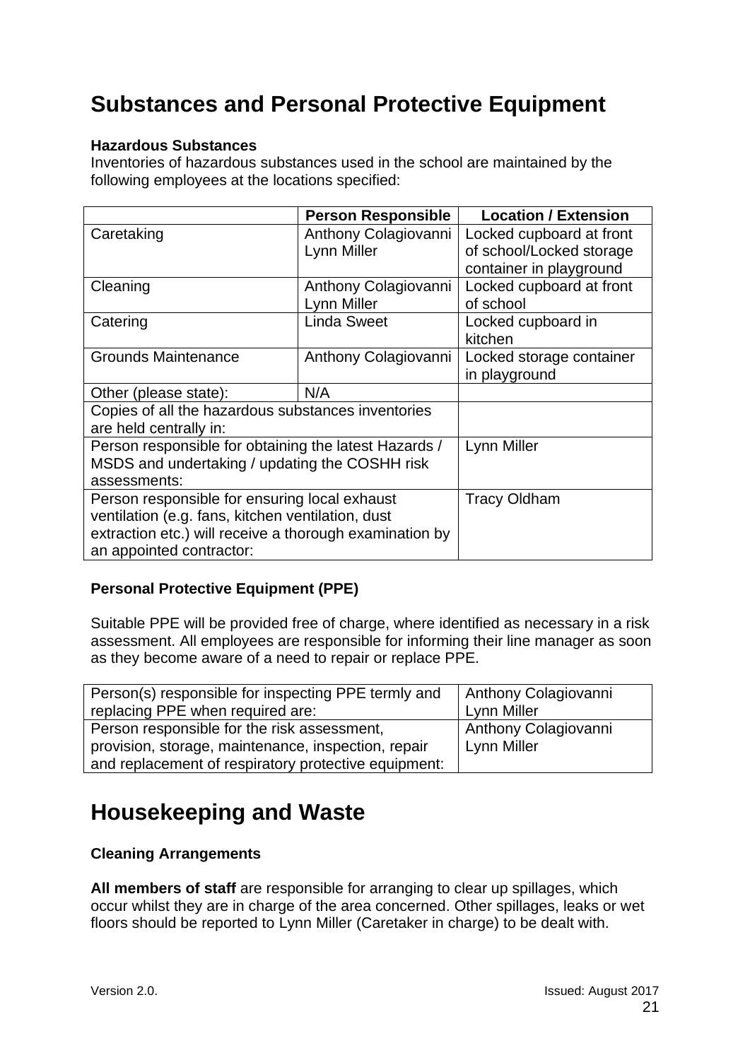# Substances and Personal Protective Equipment

**Hazardous Substances**

Inventories of hazardous substances used in the school are maintained by the following employees at the locations specified:

| | Person Responsible | Location / Extension |
|---|---|---|
| Caretaking | Anthony Colagiovanni<br>Lynn Miller | Locked cupboard at front of school/Locked storage container in playground |
| Cleaning | Anthony Colagiovanni<br>Lynn Miller | Locked cupboard at front of school |
| Catering | Linda Sweet | Locked cupboard in kitchen |
| Grounds Maintenance | Anthony Colagiovanni | Locked storage container in playground |
| Other (please state): | N/A | |
| Copies of all the hazardous substances inventories are held centrally in: | | |
| Person responsible for obtaining the latest Hazards / MSDS and undertaking / updating the COSHH risk assessments: | | Lynn Miller |
| Person responsible for ensuring local exhaust ventilation (e.g. fans, kitchen ventilation, dust extraction etc.) will receive a thorough examination by an appointed contractor: | | Tracy Oldham |

**Personal Protective Equipment (PPE)**

Suitable PPE will be provided free of charge, where identified as necessary in a risk assessment. All employees are responsible for informing their line manager as soon as they become aware of a need to repair or replace PPE.

| | |
|---|---|
| Person(s) responsible for inspecting PPE termly and replacing PPE when required are: | Anthony Colagiovanni<br>Lynn Miller |
| Person responsible for the risk assessment, provision, storage, maintenance, inspection, repair and replacement of respiratory protective equipment: | Anthony Colagiovanni<br>Lynn Miller |

# Housekeeping and Waste

**Cleaning Arrangements**

**All members of staff** are responsible for arranging to clear up spillages, which occur whilst they are in charge of the area concerned. Other spillages, leaks or wet floors should be reported to Lynn Miller (Caretaker in charge) to be dealt with.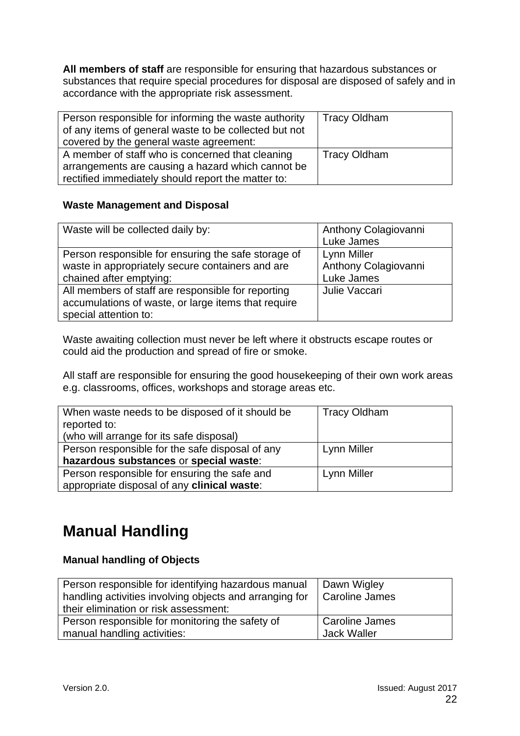**All members of staff** are responsible for ensuring that hazardous substances or substances that require special procedures for disposal are disposed of safely and in accordance with the appropriate risk assessment.

| | |
|---|---|
| Person responsible for informing the waste authority of any items of general waste to be collected but not covered by the general waste agreement: | Tracy Oldham |
| A member of staff who is concerned that cleaning arrangements are causing a hazard which cannot be rectified immediately should report the matter to: | Tracy Oldham |

**Waste Management and Disposal**

| | |
|---|---|
| Waste will be collected daily by: | Anthony Colagiovanni<br>Luke James |
| Person responsible for ensuring the safe storage of waste in appropriately secure containers and are chained after emptying: | Lynn Miller<br>Anthony Colagiovanni<br>Luke James |
| All members of staff are responsible for reporting accumulations of waste, or large items that require special attention to: | Julie Vaccari |

Waste awaiting collection must never be left where it obstructs escape routes or could aid the production and spread of fire or smoke.

All staff are responsible for ensuring the good housekeeping of their own work areas e.g. classrooms, offices, workshops and storage areas etc.

| | |
|---|---|
| When waste needs to be disposed of it should be reported to:<br>(who will arrange for its safe disposal) | Tracy Oldham |
| Person responsible for the safe disposal of any **hazardous substances** or **special waste**: | Lynn Miller |
| Person responsible for ensuring the safe and appropriate disposal of any **clinical waste**: | Lynn Miller |

# Manual Handling

**Manual handling of Objects**

| | |
|---|---|
| Person responsible for identifying hazardous manual handling activities involving objects and arranging for their elimination or risk assessment: | Dawn Wigley<br>Caroline James |
| Person responsible for monitoring the safety of manual handling activities: | Caroline James<br>Jack Waller |

Version 2.0. Issued: August 2017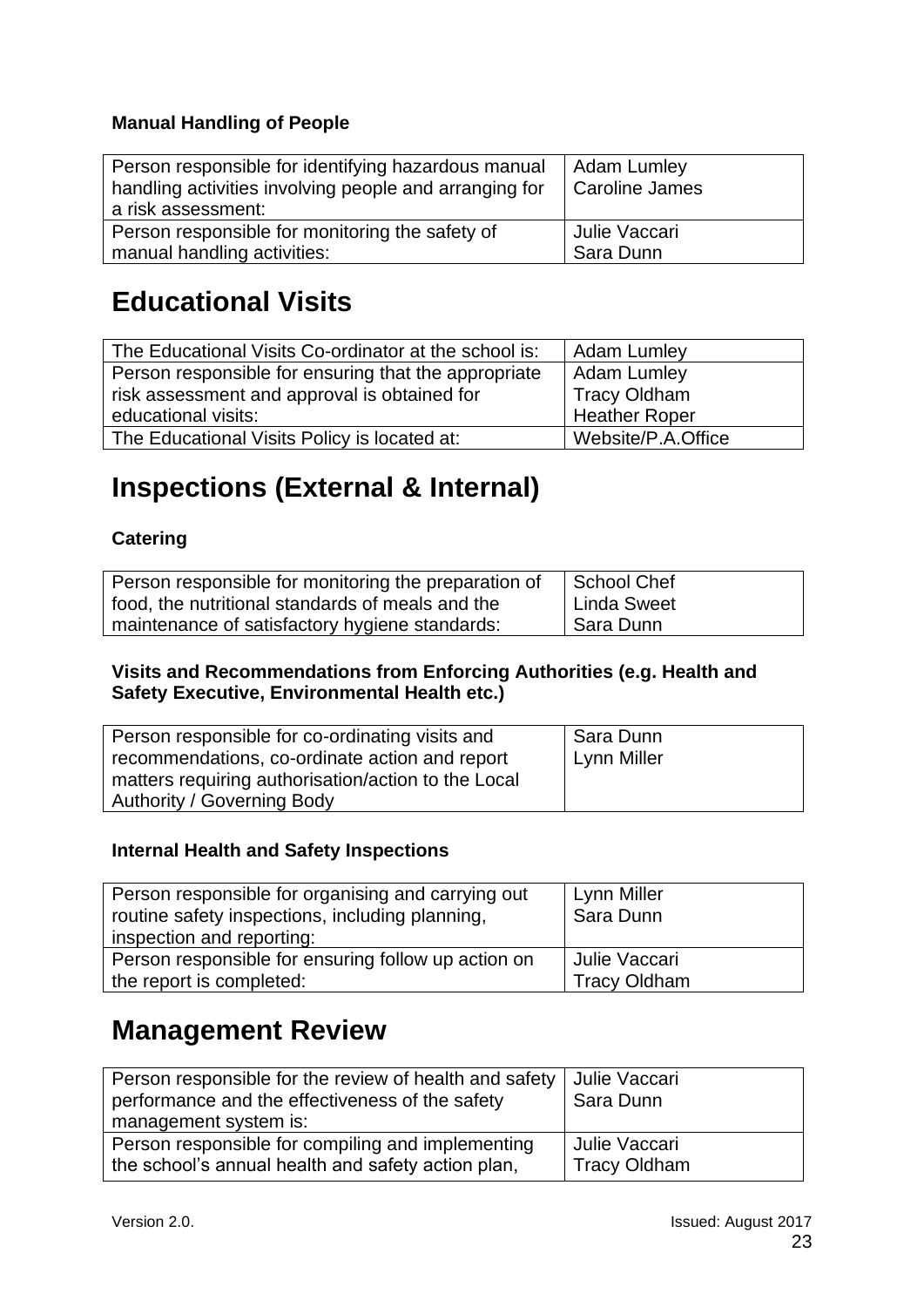### Manual Handling of People

| | |
|---|---|
| Person responsible for identifying hazardous manual handling activities involving people and arranging for a risk assessment: | Adam Lumley<br>Caroline James |
| Person responsible for monitoring the safety of manual handling activities: | Julie Vaccari<br>Sara Dunn |

## Educational Visits

| | |
|---|---|
| The Educational Visits Co-ordinator at the school is: | Adam Lumley |
| Person responsible for ensuring that the appropriate risk assessment and approval is obtained for educational visits: | Adam Lumley<br>Tracy Oldham<br>Heather Roper |
| The Educational Visits Policy is located at: | Website/P.A.Office |

## Inspections (External & Internal)

### Catering

| | |
|---|---|
| Person responsible for monitoring the preparation of food, the nutritional standards of meals and the maintenance of satisfactory hygiene standards: | School Chef<br>Linda Sweet<br>Sara Dunn |

### Visits and Recommendations from Enforcing Authorities (e.g. Health and Safety Executive, Environmental Health etc.)

| | |
|---|---|
| Person responsible for co-ordinating visits and recommendations, co-ordinate action and report matters requiring authorisation/action to the Local Authority / Governing Body | Sara Dunn<br>Lynn Miller |

### Internal Health and Safety Inspections

| | |
|---|---|
| Person responsible for organising and carrying out routine safety inspections, including planning, inspection and reporting: | Lynn Miller<br>Sara Dunn |
| Person responsible for ensuring follow up action on the report is completed: | Julie Vaccari<br>Tracy Oldham |

## Management Review

| | |
|---|---|
| Person responsible for the review of health and safety performance and the effectiveness of the safety management system is: | Julie Vaccari<br>Sara Dunn |
| Person responsible for compiling and implementing the school's annual health and safety action plan, | Julie Vaccari<br>Tracy Oldham |

Version 2.0. Issued: August 2017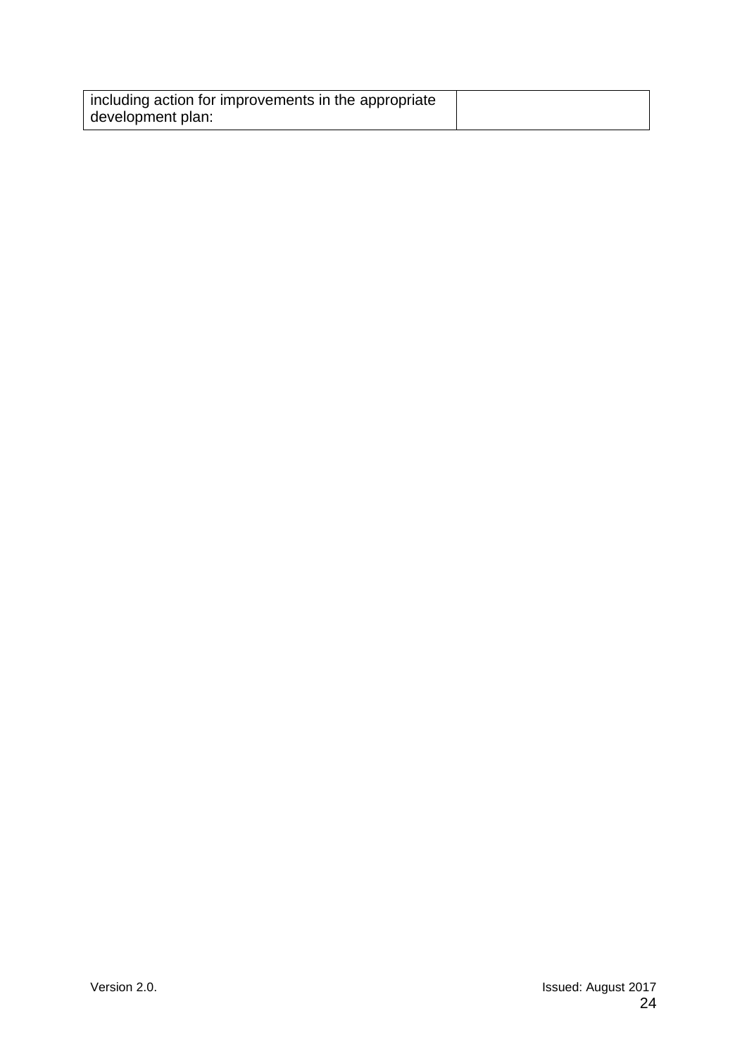| | |
|---|---|
| including action for improvements in the appropriate development plan: | |